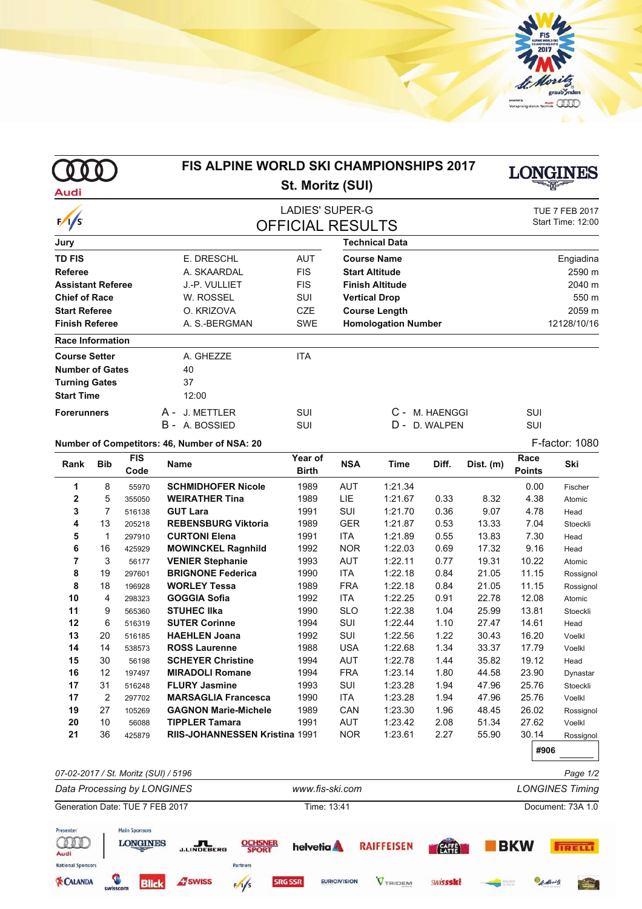# FIS ALPINE WORLD SKI CHAMPIONSHIPS 2017

## St. Moritz (SUI)

### LADIES' SUPER-G
### OFFICIAL RESULTS

TUE 7 FEB 2017
Start Time: 12:00

| Jury | | |
|---|---|---|
| **TD FIS** | E. DRESCHL | AUT |
| **Referee** | A. SKAARDAL | FIS |
| **Assistant Referee** | J.-P. VULLIET | FIS |
| **Chief of Race** | W. ROSSEL | SUI |
| **Start Referee** | O. KRIZOVA | CZE |
| **Finish Referee** | A. S.-BERGMAN | SWE |

| Technical Data | |
|---|---|
| **Course Name** | Engiadina |
| **Start Altitude** | 2590 m |
| **Finish Altitude** | 2040 m |
| **Vertical Drop** | 550 m |
| **Course Length** | 2059 m |
| **Homologation Number** | 12128/10/16 |

**Race Information**

| | | |
|---|---|---|
| **Course Setter** | A. GHEZZE | ITA |
| **Number of Gates** | 40 | |
| **Turning Gates** | 37 | |
| **Start Time** | 12:00 | |

**Forerunners**
- A - J. METTLER SUI
- B - A. BOSSIED SUI
- C - M. HAENGGI SUI
- D - D. WALPEN SUI

**Number of Competitors: 46, Number of NSA: 20**

F-factor: 1080

| Rank | Bib | FIS Code | Name | Year of Birth | NSA | Time | Diff. | Dist. (m) | Race Points | Ski |
|---|---|---|---|---|---|---|---|---|---|---|
| 1 | 8 | 55970 | **SCHMIDHOFER Nicole** | 1989 | AUT | 1:21.34 | | | 0.00 | Fischer |
| 2 | 5 | 355050 | **WEIRATHER Tina** | 1989 | LIE | 1:21.67 | 0.33 | 8.32 | 4.38 | Atomic |
| 3 | 7 | 516138 | **GUT Lara** | 1991 | SUI | 1:21.70 | 0.36 | 9.07 | 4.78 | Head |
| 4 | 13 | 205218 | **REBENSBURG Viktoria** | 1989 | GER | 1:21.87 | 0.53 | 13.33 | 7.04 | Stoeckli |
| 5 | 1 | 297910 | **CURTONI Elena** | 1991 | ITA | 1:21.89 | 0.55 | 13.83 | 7.30 | Head |
| 6 | 16 | 425929 | **MOWINCKEL Ragnhild** | 1992 | NOR | 1:22.03 | 0.69 | 17.32 | 9.16 | Head |
| 7 | 3 | 56177 | **VENIER Stephanie** | 1993 | AUT | 1:22.11 | 0.77 | 19.31 | 10.22 | Atomic |
| 8 | 19 | 297601 | **BRIGNONE Federica** | 1990 | ITA | 1:22.18 | 0.84 | 21.05 | 11.15 | Rossignol |
| 8 | 18 | 196928 | **WORLEY Tessa** | 1989 | FRA | 1:22.18 | 0.84 | 21.05 | 11.15 | Rossignol |
| 10 | 4 | 298323 | **GOGGIA Sofia** | 1992 | ITA | 1:22.25 | 0.91 | 22.78 | 12.08 | Atomic |
| 11 | 9 | 565360 | **STUHEC Ilka** | 1990 | SLO | 1:22.38 | 1.04 | 25.99 | 13.81 | Stoeckli |
| 12 | 6 | 516319 | **SUTER Corinne** | 1994 | SUI | 1:22.44 | 1.10 | 27.47 | 14.61 | Head |
| 13 | 20 | 516185 | **HAEHLEN Joana** | 1992 | SUI | 1:22.56 | 1.22 | 30.43 | 16.20 | Voelkl |
| 14 | 14 | 538573 | **ROSS Laurenne** | 1988 | USA | 1:22.68 | 1.34 | 33.37 | 17.79 | Voelkl |
| 15 | 30 | 56198 | **SCHEYER Christine** | 1994 | AUT | 1:22.78 | 1.44 | 35.82 | 19.12 | Head |
| 16 | 12 | 197497 | **MIRADOLI Romane** | 1994 | FRA | 1:23.14 | 1.80 | 44.58 | 23.90 | Dynastar |
| 17 | 31 | 516248 | **FLURY Jasmine** | 1993 | SUI | 1:23.28 | 1.94 | 47.96 | 25.76 | Stoeckli |
| 17 | 2 | 297702 | **MARSAGLIA Francesca** | 1990 | ITA | 1:23.28 | 1.94 | 47.96 | 25.76 | Voelkl |
| 19 | 27 | 105269 | **GAGNON Marie-Michele** | 1989 | CAN | 1:23.30 | 1.96 | 48.45 | 26.02 | Rossignol |
| 20 | 10 | 56088 | **TIPPLER Tamara** | 1991 | AUT | 1:23.42 | 2.08 | 51.34 | 27.62 | Voelkl |
| 21 | 36 | 425879 | **RIIS-JOHANNESSEN Kristina** | 1991 | NOR | 1:23.61 | 2.27 | 55.90 | 30.14 | Rossignol |

#906

*07-02-2017 / St. Moritz (SUI) / 5196*

*Data Processing by LONGINES* — *www.fis-ski.com* — *LONGINES Timing*

Generation Date: TUE 7 FEB 2017 — Time: 13:41 — Document: 73A 1.0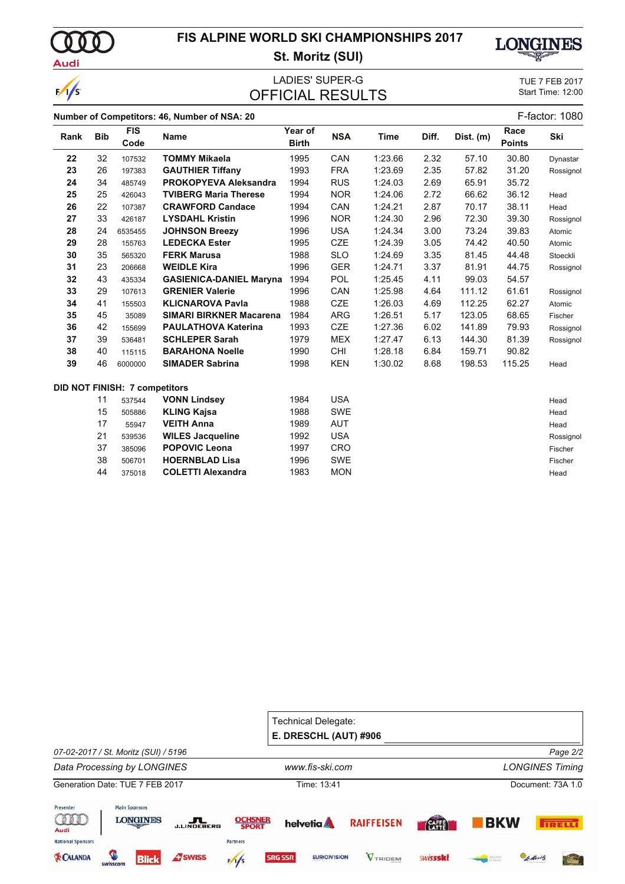# FIS ALPINE WORLD SKI CHAMPIONSHIPS 2017

## St. Moritz (SUI)

LADIES' SUPER-G

OFFICIAL RESULTS

TUE 7 FEB 2017
Start Time: 12:00

**Number of Competitors: 46, Number of NSA: 20** F-factor: 1080

| Rank | Bib | FIS Code | Name | Year of Birth | NSA | Time | Diff. | Dist. (m) | Race Points | Ski |
|---|---|---|---|---|---|---|---|---|---|---|
| 22 | 32 | 107532 | TOMMY Mikaela | 1995 | CAN | 1:23.66 | 2.32 | 57.10 | 30.80 | Dynastar |
| 23 | 26 | 197383 | GAUTHIER Tiffany | 1993 | FRA | 1:23.69 | 2.35 | 57.82 | 31.20 | Rossignol |
| 24 | 34 | 485749 | PROKOPYEVA Aleksandra | 1994 | RUS | 1:24.03 | 2.69 | 65.91 | 35.72 | |
| 25 | 25 | 426043 | TVIBERG Maria Therese | 1994 | NOR | 1:24.06 | 2.72 | 66.62 | 36.12 | Head |
| 26 | 22 | 107387 | CRAWFORD Candace | 1994 | CAN | 1:24.21 | 2.87 | 70.17 | 38.11 | Head |
| 27 | 33 | 426187 | LYSDAHL Kristin | 1996 | NOR | 1:24.30 | 2.96 | 72.30 | 39.30 | Rossignol |
| 28 | 24 | 6535455 | JOHNSON Breezy | 1996 | USA | 1:24.34 | 3.00 | 73.24 | 39.83 | Atomic |
| 29 | 28 | 155763 | LEDECKA Ester | 1995 | CZE | 1:24.39 | 3.05 | 74.42 | 40.50 | Atomic |
| 30 | 35 | 565320 | FERK Marusa | 1988 | SLO | 1:24.69 | 3.35 | 81.45 | 44.48 | Stoeckli |
| 31 | 23 | 206668 | WEIDLE Kira | 1996 | GER | 1:24.71 | 3.37 | 81.91 | 44.75 | Rossignol |
| 32 | 43 | 435334 | GASIENICA-DANIEL Maryna | 1994 | POL | 1:25.45 | 4.11 | 99.03 | 54.57 | |
| 33 | 29 | 107613 | GRENIER Valerie | 1996 | CAN | 1:25.98 | 4.64 | 111.12 | 61.61 | Rossignol |
| 34 | 41 | 155503 | KLICNAROVA Pavla | 1988 | CZE | 1:26.03 | 4.69 | 112.25 | 62.27 | Atomic |
| 35 | 45 | 35089 | SIMARI BIRKNER Macarena | 1984 | ARG | 1:26.51 | 5.17 | 123.05 | 68.65 | Fischer |
| 36 | 42 | 155699 | PAULATHOVA Katerina | 1993 | CZE | 1:27.36 | 6.02 | 141.89 | 79.93 | Rossignol |
| 37 | 39 | 536481 | SCHLEPER Sarah | 1979 | MEX | 1:27.47 | 6.13 | 144.30 | 81.39 | Rossignol |
| 38 | 40 | 115115 | BARAHONA Noelle | 1990 | CHI | 1:28.18 | 6.84 | 159.71 | 90.82 | |
| 39 | 46 | 6000000 | SIMADER Sabrina | 1998 | KEN | 1:30.02 | 8.68 | 198.53 | 115.25 | Head |

**DID NOT FINISH: 7 competitors**

| Bib | FIS Code | Name | Year of Birth | NSA | Ski |
|---|---|---|---|---|---|
| 11 | 537544 | VONN Lindsey | 1984 | USA | Head |
| 15 | 505886 | KLING Kajsa | 1988 | SWE | Head |
| 17 | 55947 | VEITH Anna | 1989 | AUT | Head |
| 21 | 539536 | WILES Jacqueline | 1992 | USA | Rossignol |
| 37 | 385096 | POPOVIC Leona | 1997 | CRO | Fischer |
| 38 | 506701 | HOERNBLAD Lisa | 1996 | SWE | Fischer |
| 44 | 375018 | COLETTI Alexandra | 1983 | MON | Head |

Technical Delegate:
**E. DRESCHL (AUT) #906**

*07-02-2017 / St. Moritz (SUI) / 5196*

*Data Processing by LONGINES* *www.fis-ski.com* *LONGINES Timing*

Generation Date: TUE 7 FEB 2017 Time: 13:41 Document: 73A 1.0